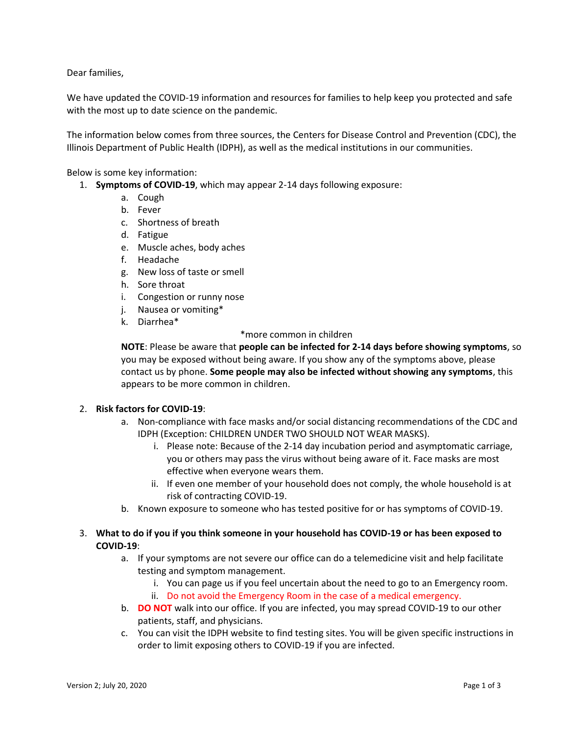Dear families,

We have updated the COVID-19 information and resources for families to help keep you protected and safe with the most up to date science on the pandemic.

The information below comes from three sources, the Centers for Disease Control and Prevention (CDC), the Illinois Department of Public Health (IDPH), as well as the medical institutions in our communities.

Below is some key information:

1. **Symptoms of COVID-19**, which may appear 2-14 days following exposure:
   a. Cough
   b. Fever
   c. Shortness of breath
   d. Fatigue
   e. Muscle aches, body aches
   f. Headache
   g. New loss of taste or smell
   h. Sore throat
   i. Congestion or runny nose
   j. Nausea or vomiting*
   k. Diarrhea*

   *more common in children

   **NOTE**: Please be aware that **people can be infected for 2-14 days before showing symptoms**, so you may be exposed without being aware. If you show any of the symptoms above, please contact us by phone. **Some people may also be infected without showing any symptoms**, this appears to be more common in children.

2. **Risk factors for COVID-19**:
   a. Non-compliance with face masks and/or social distancing recommendations of the CDC and IDPH (Exception: CHILDREN UNDER TWO SHOULD NOT WEAR MASKS).
      i. Please note: Because of the 2-14 day incubation period and asymptomatic carriage, you or others may pass the virus without being aware of it. Face masks are most effective when everyone wears them.
      ii. If even one member of your household does not comply, the whole household is at risk of contracting COVID-19.
   b. Known exposure to someone who has tested positive for or has symptoms of COVID-19.

3. **What to do if you if you think someone in your household has COVID-19 or has been exposed to COVID-19**:
   a. If your symptoms are not severe our office can do a telemedicine visit and help facilitate testing and symptom management.
      i. You can page us if you feel uncertain about the need to go to an Emergency room.
      ii. Do not avoid the Emergency Room in the case of a medical emergency.
   b. **DO NOT** walk into our office. If you are infected, you may spread COVID-19 to our other patients, staff, and physicians.
   c. You can visit the IDPH website to find testing sites. You will be given specific instructions in order to limit exposing others to COVID-19 if you are infected.

Version 2; July 20, 2020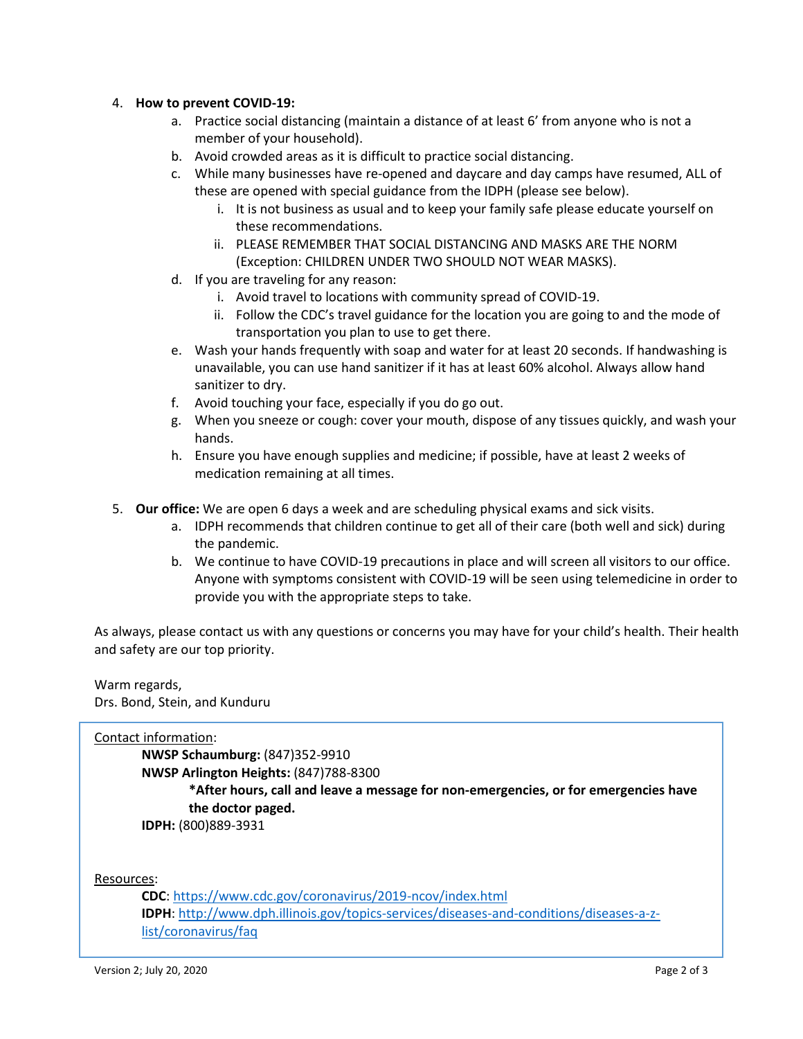4. **How to prevent COVID-19:**
    a. Practice social distancing (maintain a distance of at least 6' from anyone who is not a member of your household).
    b. Avoid crowded areas as it is difficult to practice social distancing.
    c. While many businesses have re-opened and daycare and day camps have resumed, ALL of these are opened with special guidance from the IDPH (please see below).
        i. It is not business as usual and to keep your family safe please educate yourself on these recommendations.
        ii. PLEASE REMEMBER THAT SOCIAL DISTANCING AND MASKS ARE THE NORM (Exception: CHILDREN UNDER TWO SHOULD NOT WEAR MASKS).
    d. If you are traveling for any reason:
        i. Avoid travel to locations with community spread of COVID-19.
        ii. Follow the CDC's travel guidance for the location you are going to and the mode of transportation you plan to use to get there.
    e. Wash your hands frequently with soap and water for at least 20 seconds. If handwashing is unavailable, you can use hand sanitizer if it has at least 60% alcohol. Always allow hand sanitizer to dry.
    f. Avoid touching your face, especially if you do go out.
    g. When you sneeze or cough: cover your mouth, dispose of any tissues quickly, and wash your hands.
    h. Ensure you have enough supplies and medicine; if possible, have at least 2 weeks of medication remaining at all times.

5. **Our office:** We are open 6 days a week and are scheduling physical exams and sick visits.
    a. IDPH recommends that children continue to get all of their care (both well and sick) during the pandemic.
    b. We continue to have COVID-19 precautions in place and will screen all visitors to our office. Anyone with symptoms consistent with COVID-19 will be seen using telemedicine in order to provide you with the appropriate steps to take.

As always, please contact us with any questions or concerns you may have for your child's health. Their health and safety are our top priority.

Warm regards,
Drs. Bond, Stein, and Kunduru

<u>Contact information</u>:

**NWSP Schaumburg:** (847)352-9910
**NWSP Arlington Heights:** (847)788-8300
**\*After hours, call and leave a message for non-emergencies, or for emergencies have the doctor paged.**
**IDPH:** (800)889-3931

<u>Resources</u>:

**CDC**: https://www.cdc.gov/coronavirus/2019-ncov/index.html
**IDPH**: http://www.dph.illinois.gov/topics-services/diseases-and-conditions/diseases-a-z-list/coronavirus/faq

Version 2; July 20, 2020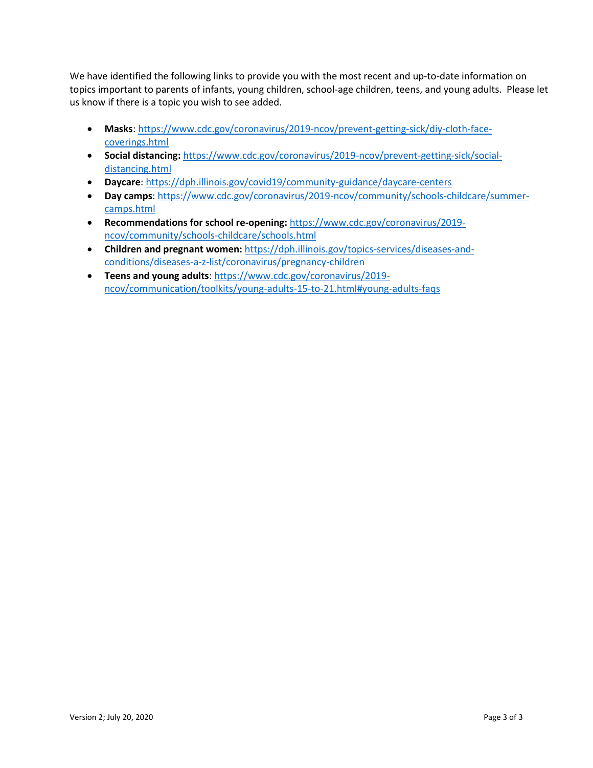We have identified the following links to provide you with the most recent and up-to-date information on topics important to parents of infants, young children, school-age children, teens, and young adults. Please let us know if there is a topic you wish to see added.

- **Masks**: https://www.cdc.gov/coronavirus/2019-ncov/prevent-getting-sick/diy-cloth-face-coverings.html
- **Social distancing:** https://www.cdc.gov/coronavirus/2019-ncov/prevent-getting-sick/social-distancing.html
- **Daycare**: https://dph.illinois.gov/covid19/community-guidance/daycare-centers
- **Day camps**: https://www.cdc.gov/coronavirus/2019-ncov/community/schools-childcare/summer-camps.html
- **Recommendations for school re-opening:** https://www.cdc.gov/coronavirus/2019-ncov/community/schools-childcare/schools.html
- **Children and pregnant women:** https://dph.illinois.gov/topics-services/diseases-and-conditions/diseases-a-z-list/coronavirus/pregnancy-children
- **Teens and young adults**: https://www.cdc.gov/coronavirus/2019-ncov/communication/toolkits/young-adults-15-to-21.html#young-adults-faqs

Version 2; July 20, 2020